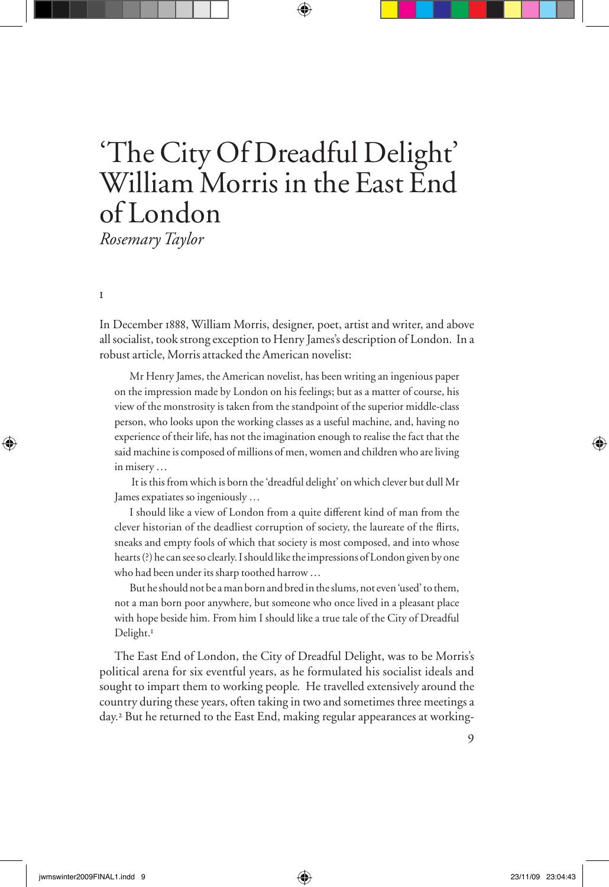# 'The City Of Dreadful Delight' William Morris in the East End of London

*Rosemary Taylor*

I

In December 1888, William Morris, designer, poet, artist and writer, and above all socialist, took strong exception to Henry James's description of London. In a robust article, Morris attacked the American novelist:

> Mr Henry James, the American novelist, has been writing an ingenious paper on the impression made by London on his feelings; but as a matter of course, his view of the monstrosity is taken from the standpoint of the superior middle-class person, who looks upon the working classes as a useful machine, and, having no experience of their life, has not the imagination enough to realise the fact that the said machine is composed of millions of men, women and children who are living in misery …
>
> It is this from which is born the 'dreadful delight' on which clever but dull Mr James expatiates so ingeniously …
>
> I should like a view of London from a quite different kind of man from the clever historian of the deadliest corruption of society, the laureate of the flirts, sneaks and empty fools of which that society is most composed, and into whose hearts (?) he can see so clearly. I should like the impressions of London given by one who had been under its sharp toothed harrow …
>
> But he should not be a man born and bred in the slums, not even 'used' to them, not a man born poor anywhere, but someone who once lived in a pleasant place with hope beside him. From him I should like a true tale of the City of Dreadful Delight.[1]

The East End of London, the City of Dreadful Delight, was to be Morris's political arena for six eventful years, as he formulated his socialist ideals and sought to impart them to working people. He travelled extensively around the country during these years, often taking in two and sometimes three meetings a day.[2] But he returned to the East End, making regular appearances at working-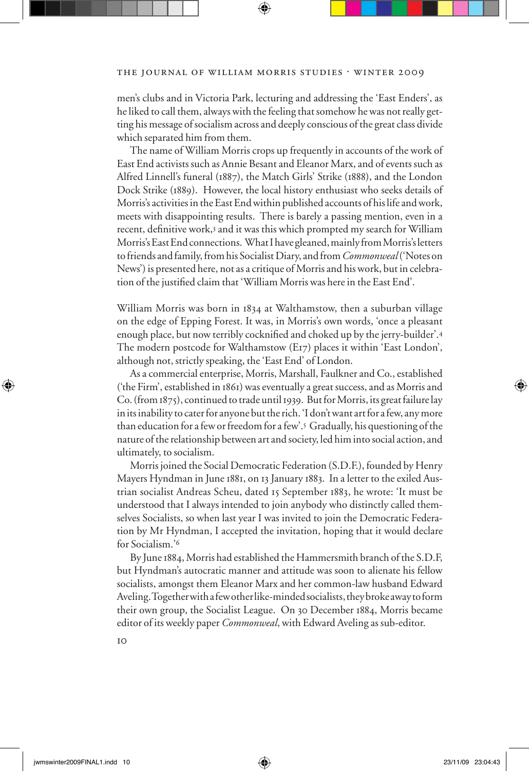men's clubs and in Victoria Park, lecturing and addressing the 'East Enders', as he liked to call them, always with the feeling that somehow he was not really getting his message of socialism across and deeply conscious of the great class divide which separated him from them.

The name of William Morris crops up frequently in accounts of the work of East End activists such as Annie Besant and Eleanor Marx, and of events such as Alfred Linnell's funeral (1887), the Match Girls' Strike (1888), and the London Dock Strike (1889). However, the local history enthusiast who seeks details of Morris's activities in the East End within published accounts of his life and work, meets with disappointing results. There is barely a passing mention, even in a recent, definitive work,[3] and it was this which prompted my search for William Morris's East End connections. What I have gleaned, mainly from Morris's letters to friends and family, from his Socialist Diary, and from *Commonweal* ('Notes on News') is presented here, not as a critique of Morris and his work, but in celebration of the justified claim that 'William Morris was here in the East End'.

William Morris was born in 1834 at Walthamstow, then a suburban village on the edge of Epping Forest. It was, in Morris's own words, 'once a pleasant enough place, but now terribly cocknified and choked up by the jerry-builder'.[4] The modern postcode for Walthamstow (E17) places it within 'East London', although not, strictly speaking, the 'East End' of London.

As a commercial enterprise, Morris, Marshall, Faulkner and Co., established ('the Firm', established in 1861) was eventually a great success, and as Morris and Co. (from 1875), continued to trade until 1939. But for Morris, its great failure lay in its inability to cater for anyone but the rich. 'I don't want art for a few, any more than education for a few or freedom for a few'.[5] Gradually, his questioning of the nature of the relationship between art and society, led him into social action, and ultimately, to socialism.

Morris joined the Social Democratic Federation (S.D.F.), founded by Henry Mayers Hyndman in June 1881, on 13 January 1883. In a letter to the exiled Austrian socialist Andreas Scheu, dated 15 September 1883, he wrote: 'It must be understood that I always intended to join anybody who distinctly called themselves Socialists, so when last year I was invited to join the Democratic Federation by Mr Hyndman, I accepted the invitation, hoping that it would declare for Socialism.'[6]

By June 1884, Morris had established the Hammersmith branch of the S.D.F, but Hyndman's autocratic manner and attitude was soon to alienate his fellow socialists, amongst them Eleanor Marx and her common-law husband Edward Aveling. Together with a few other like-minded socialists, they broke away to form their own group, the Socialist League. On 30 December 1884, Morris became editor of its weekly paper *Commonweal*, with Edward Aveling as sub-editor.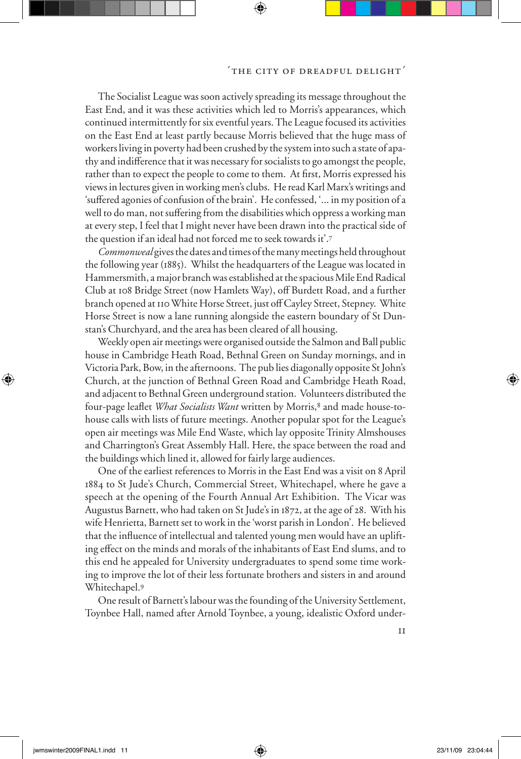The Socialist League was soon actively spreading its message throughout the East End, and it was these activities which led to Morris's appearances, which continued intermittently for six eventful years. The League focused its activities on the East End at least partly because Morris believed that the huge mass of workers living in poverty had been crushed by the system into such a state of apathy and indifference that it was necessary for socialists to go amongst the people, rather than to expect the people to come to them. At first, Morris expressed his views in lectures given in working men's clubs. He read Karl Marx's writings and 'suffered agonies of confusion of the brain'. He confessed, '... in my position of a well to do man, not suffering from the disabilities which oppress a working man at every step, I feel that I might never have been drawn into the practical side of the question if an ideal had not forced me to seek towards it'.[7]

*Commonweal* gives the dates and times of the many meetings held throughout the following year (1885). Whilst the headquarters of the League was located in Hammersmith, a major branch was established at the spacious Mile End Radical Club at 108 Bridge Street (now Hamlets Way), off Burdett Road, and a further branch opened at 110 White Horse Street, just off Cayley Street, Stepney. White Horse Street is now a lane running alongside the eastern boundary of St Dunstan's Churchyard, and the area has been cleared of all housing.

Weekly open air meetings were organised outside the Salmon and Ball public house in Cambridge Heath Road, Bethnal Green on Sunday mornings, and in Victoria Park, Bow, in the afternoons. The pub lies diagonally opposite St John's Church, at the junction of Bethnal Green Road and Cambridge Heath Road, and adjacent to Bethnal Green underground station. Volunteers distributed the four-page leaflet *What Socialists Want* written by Morris,[8] and made house-to-house calls with lists of future meetings. Another popular spot for the League's open air meetings was Mile End Waste, which lay opposite Trinity Almshouses and Charrington's Great Assembly Hall. Here, the space between the road and the buildings which lined it, allowed for fairly large audiences.

One of the earliest references to Morris in the East End was a visit on 8 April 1884 to St Jude's Church, Commercial Street, Whitechapel, where he gave a speech at the opening of the Fourth Annual Art Exhibition. The Vicar was Augustus Barnett, who had taken on St Jude's in 1872, at the age of 28. With his wife Henrietta, Barnett set to work in the 'worst parish in London'. He believed that the influence of intellectual and talented young men would have an uplifting effect on the minds and morals of the inhabitants of East End slums, and to this end he appealed for University undergraduates to spend some time working to improve the lot of their less fortunate brothers and sisters in and around Whitechapel.[9]

One result of Barnett's labour was the founding of the University Settlement, Toynbee Hall, named after Arnold Toynbee, a young, idealistic Oxford under-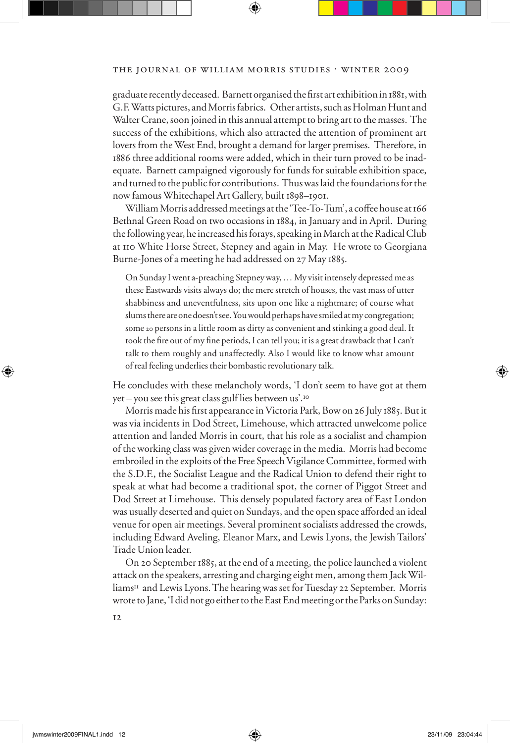graduate recently deceased. Barnett organised the first art exhibition in 1881, with G.F. Watts pictures, and Morris fabrics. Other artists, such as Holman Hunt and Walter Crane, soon joined in this annual attempt to bring art to the masses. The success of the exhibitions, which also attracted the attention of prominent art lovers from the West End, brought a demand for larger premises. Therefore, in 1886 three additional rooms were added, which in their turn proved to be inadequate. Barnett campaigned vigorously for funds for suitable exhibition space, and turned to the public for contributions. Thus was laid the foundations for the now famous Whitechapel Art Gallery, built 1898–1901.

William Morris addressed meetings at the 'Tee-To-Tum', a coffee house at 166 Bethnal Green Road on two occasions in 1884, in January and in April. During the following year, he increased his forays, speaking in March at the Radical Club at 110 White Horse Street, Stepney and again in May. He wrote to Georgiana Burne-Jones of a meeting he had addressed on 27 May 1885.

> On Sunday I went a-preaching Stepney way, … My visit intensely depressed me as these Eastwards visits always do; the mere stretch of houses, the vast mass of utter shabbiness and uneventfulness, sits upon one like a nightmare; of course what slums there are one doesn't see. You would perhaps have smiled at my congregation; some 20 persons in a little room as dirty as convenient and stinking a good deal. It took the fire out of my fine periods, I can tell you; it is a great drawback that I can't talk to them roughly and unaffectedly. Also I would like to know what amount of real feeling underlies their bombastic revolutionary talk.

He concludes with these melancholy words, 'I don't seem to have got at them yet – you see this great class gulf lies between us'.[10]

Morris made his first appearance in Victoria Park, Bow on 26 July 1885. But it was via incidents in Dod Street, Limehouse, which attracted unwelcome police attention and landed Morris in court, that his role as a socialist and champion of the working class was given wider coverage in the media. Morris had become embroiled in the exploits of the Free Speech Vigilance Committee, formed with the S.D.F., the Socialist League and the Radical Union to defend their right to speak at what had become a traditional spot, the corner of Piggot Street and Dod Street at Limehouse. This densely populated factory area of East London was usually deserted and quiet on Sundays, and the open space afforded an ideal venue for open air meetings. Several prominent socialists addressed the crowds, including Edward Aveling, Eleanor Marx, and Lewis Lyons, the Jewish Tailors' Trade Union leader.

On 20 September 1885, at the end of a meeting, the police launched a violent attack on the speakers, arresting and charging eight men, among them Jack Williams[11] and Lewis Lyons. The hearing was set for Tuesday 22 September. Morris wrote to Jane, 'I did not go either to the East End meeting or the Parks on Sunday: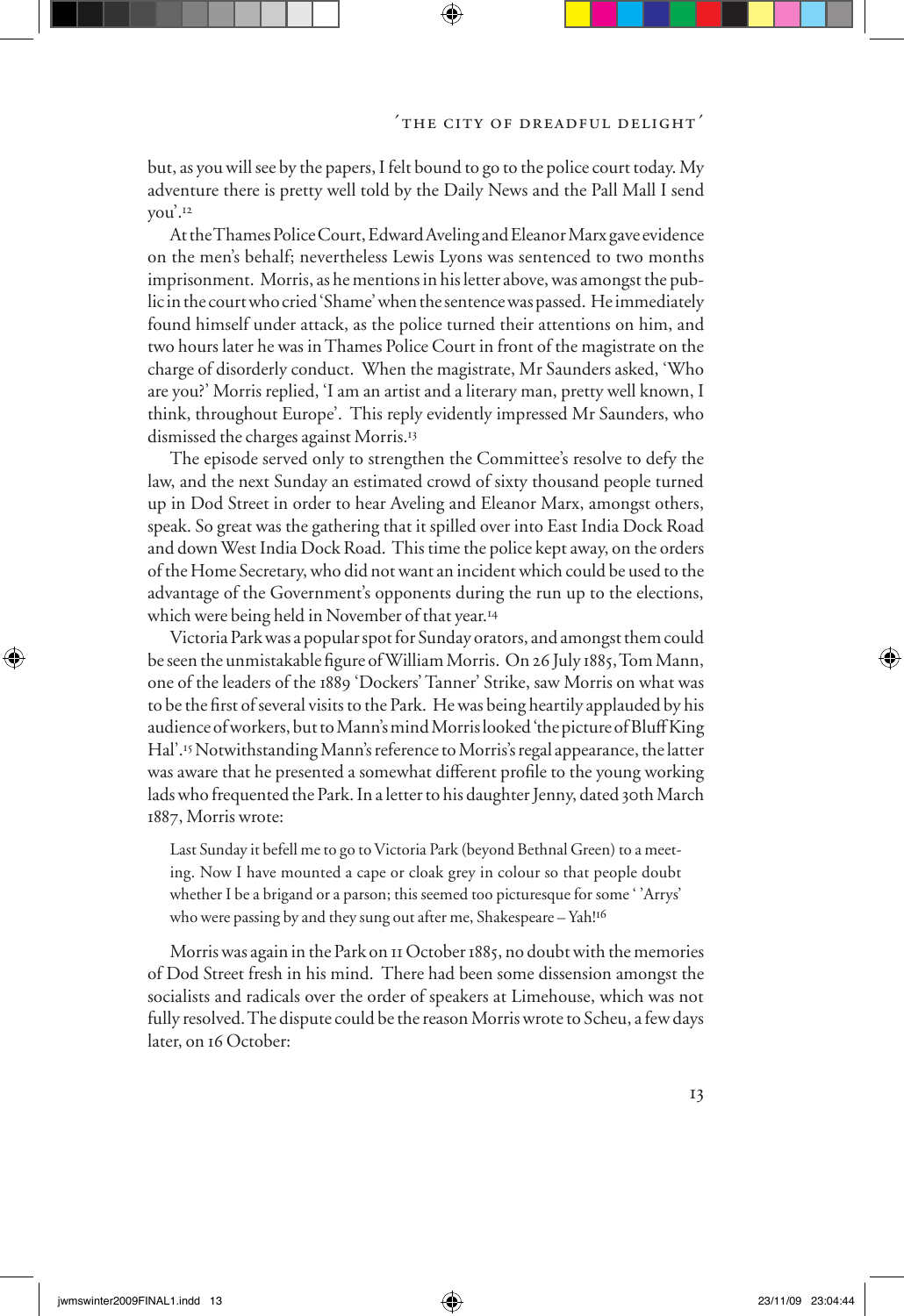but, as you will see by the papers, I felt bound to go to the police court today. My adventure there is pretty well told by the Daily News and the Pall Mall I send you'.[12]

At the Thames Police Court, Edward Aveling and Eleanor Marx gave evidence on the men's behalf; nevertheless Lewis Lyons was sentenced to two months imprisonment. Morris, as he mentions in his letter above, was amongst the public in the court who cried 'Shame' when the sentence was passed. He immediately found himself under attack, as the police turned their attentions on him, and two hours later he was in Thames Police Court in front of the magistrate on the charge of disorderly conduct. When the magistrate, Mr Saunders asked, 'Who are you?' Morris replied, 'I am an artist and a literary man, pretty well known, I think, throughout Europe'. This reply evidently impressed Mr Saunders, who dismissed the charges against Morris.[13]

The episode served only to strengthen the Committee's resolve to defy the law, and the next Sunday an estimated crowd of sixty thousand people turned up in Dod Street in order to hear Aveling and Eleanor Marx, amongst others, speak. So great was the gathering that it spilled over into East India Dock Road and down West India Dock Road. This time the police kept away, on the orders of the Home Secretary, who did not want an incident which could be used to the advantage of the Government's opponents during the run up to the elections, which were being held in November of that year.[14]

Victoria Park was a popular spot for Sunday orators, and amongst them could be seen the unmistakable figure of William Morris. On 26 July 1885, Tom Mann, one of the leaders of the 1889 'Dockers' Tanner' Strike, saw Morris on what was to be the first of several visits to the Park. He was being heartily applauded by his audience of workers, but to Mann's mind Morris looked 'the picture of Bluff King Hal'.[15] Notwithstanding Mann's reference to Morris's regal appearance, the latter was aware that he presented a somewhat different profile to the young working lads who frequented the Park. In a letter to his daughter Jenny, dated 30th March 1887, Morris wrote:

> Last Sunday it befell me to go to Victoria Park (beyond Bethnal Green) to a meeting. Now I have mounted a cape or cloak grey in colour so that people doubt whether I be a brigand or a parson; this seemed too picturesque for some ' 'Arrys' who were passing by and they sung out after me, Shakespeare – Yah![16]

Morris was again in the Park on 11 October 1885, no doubt with the memories of Dod Street fresh in his mind. There had been some dissension amongst the socialists and radicals over the order of speakers at Limehouse, which was not fully resolved. The dispute could be the reason Morris wrote to Scheu, a few days later, on 16 October: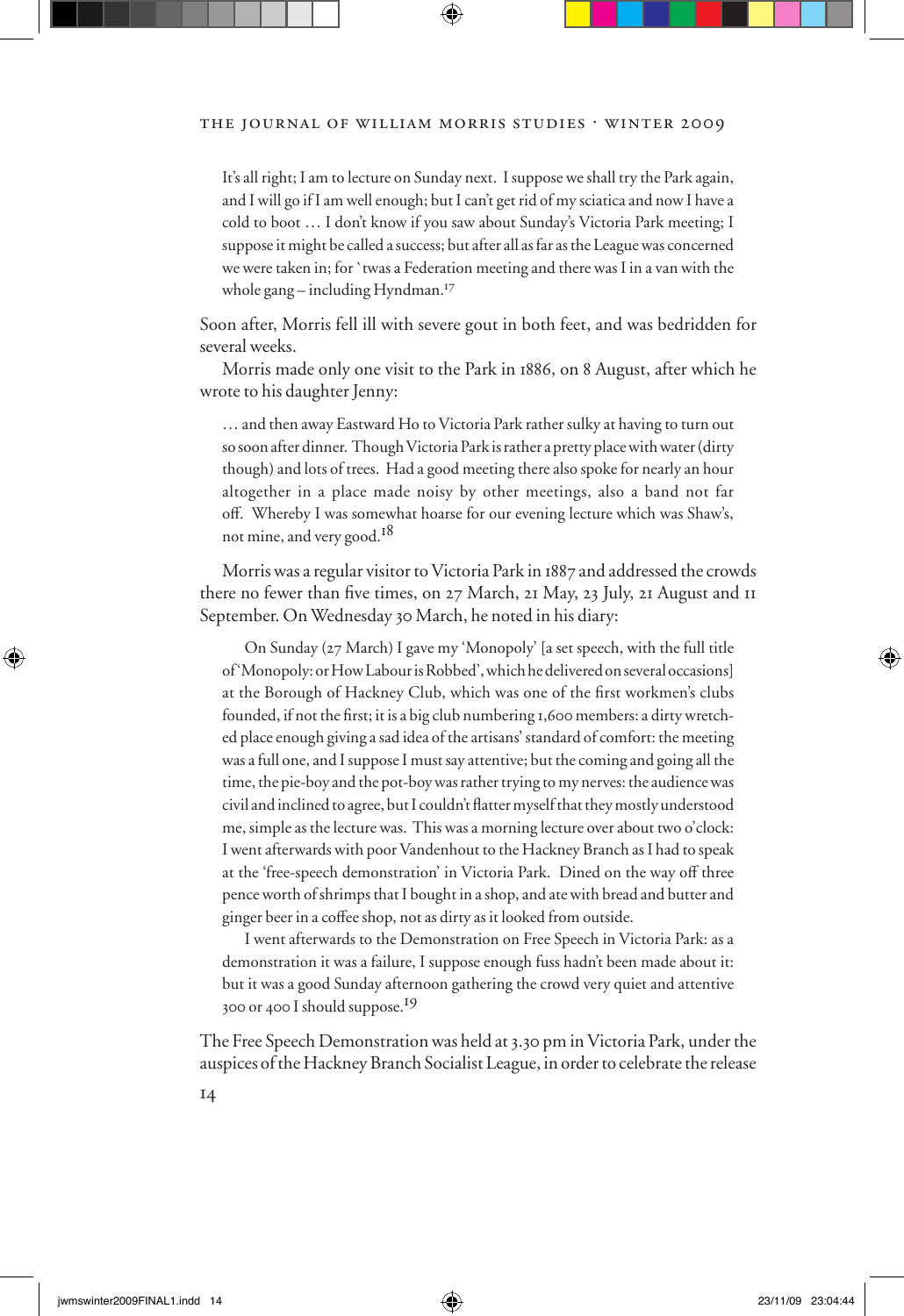> It's all right; I am to lecture on Sunday next. I suppose we shall try the Park again, and I will go if I am well enough; but I can't get rid of my sciatica and now I have a cold to boot … I don't know if you saw about Sunday's Victoria Park meeting; I suppose it might be called a success; but after all as far as the League was concerned we were taken in; for `twas a Federation meeting and there was I in a van with the whole gang – including Hyndman.[17]

Soon after, Morris fell ill with severe gout in both feet, and was bedridden for several weeks.

Morris made only one visit to the Park in 1886, on 8 August, after which he wrote to his daughter Jenny:

> … and then away Eastward Ho to Victoria Park rather sulky at having to turn out so soon after dinner. Though Victoria Park is rather a pretty place with water (dirty though) and lots of trees. Had a good meeting there also spoke for nearly an hour altogether in a place made noisy by other meetings, also a band not far off. Whereby I was somewhat hoarse for our evening lecture which was Shaw's, not mine, and very good.[18]

Morris was a regular visitor to Victoria Park in 1887 and addressed the crowds there no fewer than five times, on 27 March, 21 May, 23 July, 21 August and 11 September. On Wednesday 30 March, he noted in his diary:

> On Sunday (27 March) I gave my 'Monopoly' [a set speech, with the full title of 'Monopoly: or How Labour is Robbed', which he delivered on several occasions] at the Borough of Hackney Club, which was one of the first workmen's clubs founded, if not the first; it is a big club numbering 1,600 members: a dirty wretched place enough giving a sad idea of the artisans' standard of comfort: the meeting was a full one, and I suppose I must say attentive; but the coming and going all the time, the pie-boy and the pot-boy was rather trying to my nerves: the audience was civil and inclined to agree, but I couldn't flatter myself that they mostly understood me, simple as the lecture was. This was a morning lecture over about two o'clock: I went afterwards with poor Vandenhout to the Hackney Branch as I had to speak at the 'free-speech demonstration' in Victoria Park. Dined on the way off three pence worth of shrimps that I bought in a shop, and ate with bread and butter and ginger beer in a coffee shop, not as dirty as it looked from outside.
>
> I went afterwards to the Demonstration on Free Speech in Victoria Park: as a demonstration it was a failure, I suppose enough fuss hadn't been made about it: but it was a good Sunday afternoon gathering the crowd very quiet and attentive 300 or 400 I should suppose.[19]

The Free Speech Demonstration was held at 3.30 pm in Victoria Park, under the auspices of the Hackney Branch Socialist League, in order to celebrate the release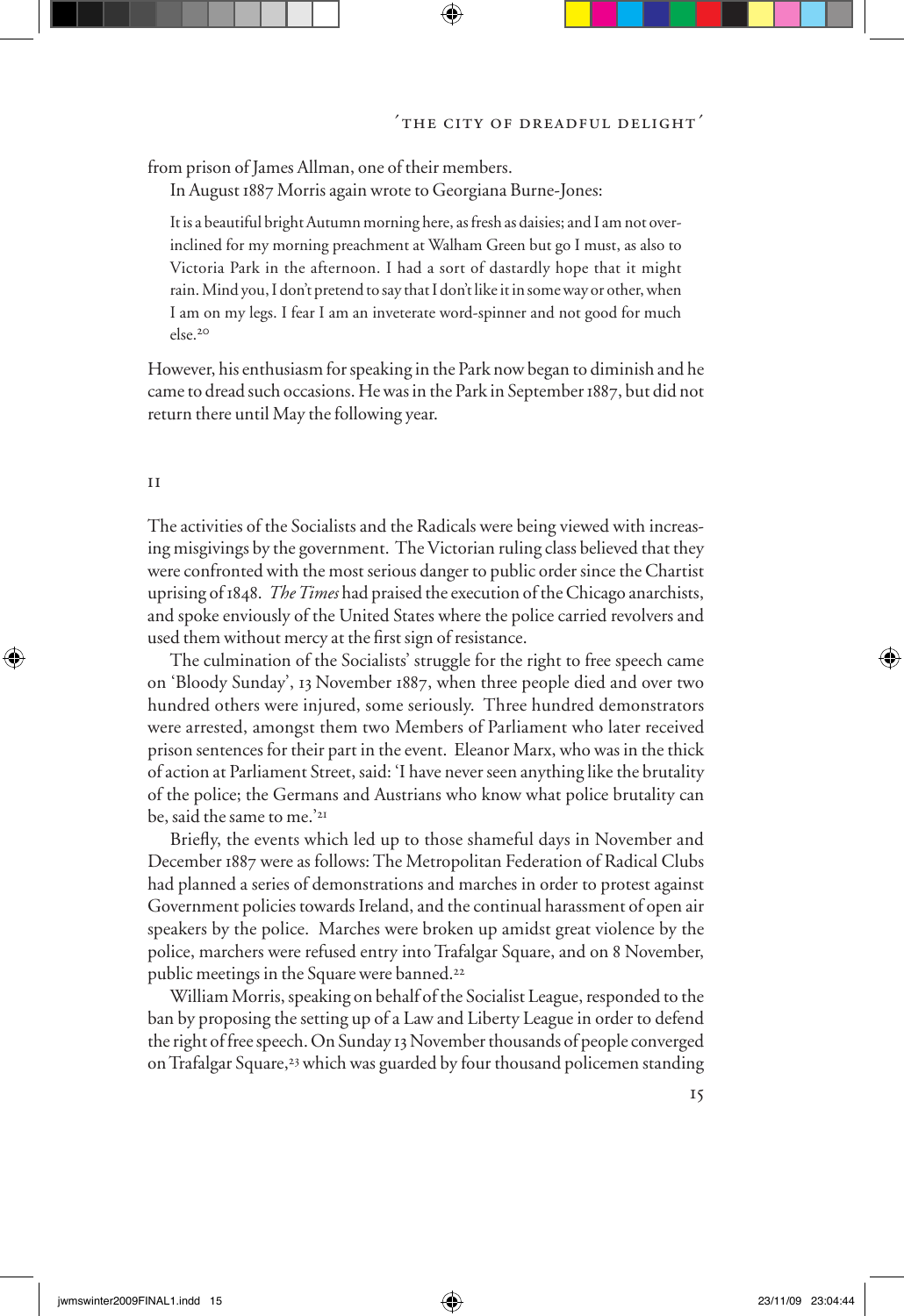from prison of James Allman, one of their members.

In August 1887 Morris again wrote to Georgiana Burne-Jones:

> It is a beautiful bright Autumn morning here, as fresh as daisies; and I am not over-inclined for my morning preachment at Walham Green but go I must, as also to Victoria Park in the afternoon. I had a sort of dastardly hope that it might rain. Mind you, I don't pretend to say that I don't like it in some way or other, when I am on my legs. I fear I am an inveterate word-spinner and not good for much else.[20]

However, his enthusiasm for speaking in the Park now began to diminish and he came to dread such occasions. He was in the Park in September 1887, but did not return there until May the following year.

## II

The activities of the Socialists and the Radicals were being viewed with increasing misgivings by the government. The Victorian ruling class believed that they were confronted with the most serious danger to public order since the Chartist uprising of 1848. *The Times* had praised the execution of the Chicago anarchists, and spoke enviously of the United States where the police carried revolvers and used them without mercy at the first sign of resistance.

The culmination of the Socialists' struggle for the right to free speech came on 'Bloody Sunday', 13 November 1887, when three people died and over two hundred others were injured, some seriously. Three hundred demonstrators were arrested, amongst them two Members of Parliament who later received prison sentences for their part in the event. Eleanor Marx, who was in the thick of action at Parliament Street, said: 'I have never seen anything like the brutality of the police; the Germans and Austrians who know what police brutality can be, said the same to me.'[21]

Briefly, the events which led up to those shameful days in November and December 1887 were as follows: The Metropolitan Federation of Radical Clubs had planned a series of demonstrations and marches in order to protest against Government policies towards Ireland, and the continual harassment of open air speakers by the police. Marches were broken up amidst great violence by the police, marchers were refused entry into Trafalgar Square, and on 8 November, public meetings in the Square were banned.[22]

William Morris, speaking on behalf of the Socialist League, responded to the ban by proposing the setting up of a Law and Liberty League in order to defend the right of free speech. On Sunday 13 November thousands of people converged on Trafalgar Square,[23] which was guarded by four thousand policemen standing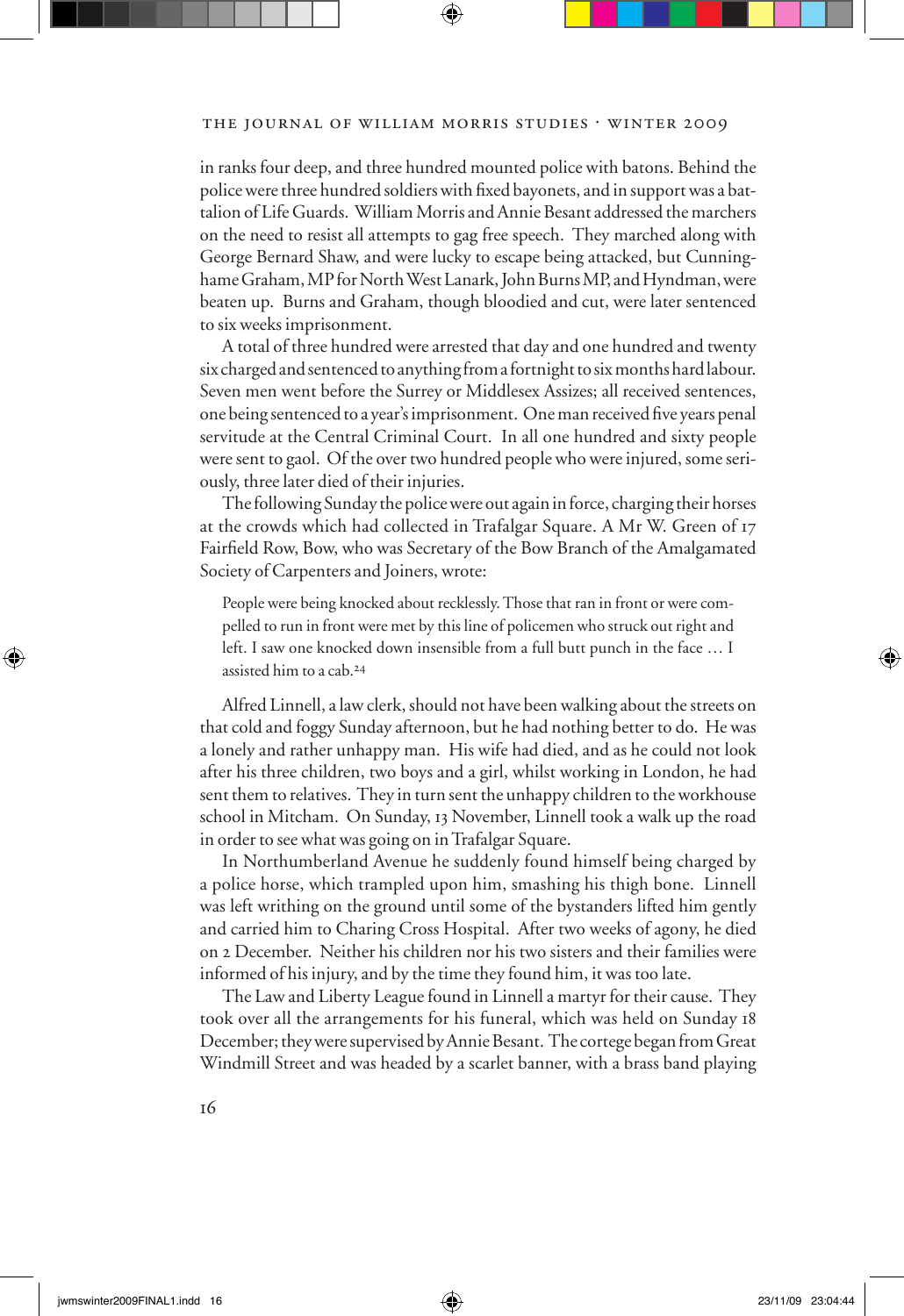in ranks four deep, and three hundred mounted police with batons. Behind the police were three hundred soldiers with fixed bayonets, and in support was a battalion of Life Guards. William Morris and Annie Besant addressed the marchers on the need to resist all attempts to gag free speech. They marched along with George Bernard Shaw, and were lucky to escape being attacked, but Cunninghame Graham, MP for North West Lanark, John Burns MP, and Hyndman, were beaten up. Burns and Graham, though bloodied and cut, were later sentenced to six weeks imprisonment.

A total of three hundred were arrested that day and one hundred and twenty six charged and sentenced to anything from a fortnight to six months hard labour. Seven men went before the Surrey or Middlesex Assizes; all received sentences, one being sentenced to a year's imprisonment. One man received five years penal servitude at the Central Criminal Court. In all one hundred and sixty people were sent to gaol. Of the over two hundred people who were injured, some seriously, three later died of their injuries.

The following Sunday the police were out again in force, charging their horses at the crowds which had collected in Trafalgar Square. A Mr W. Green of 17 Fairfield Row, Bow, who was Secretary of the Bow Branch of the Amalgamated Society of Carpenters and Joiners, wrote:

> People were being knocked about recklessly. Those that ran in front or were compelled to run in front were met by this line of policemen who struck out right and left. I saw one knocked down insensible from a full butt punch in the face … I assisted him to a cab.[24]

Alfred Linnell, a law clerk, should not have been walking about the streets on that cold and foggy Sunday afternoon, but he had nothing better to do. He was a lonely and rather unhappy man. His wife had died, and as he could not look after his three children, two boys and a girl, whilst working in London, he had sent them to relatives. They in turn sent the unhappy children to the workhouse school in Mitcham. On Sunday, 13 November, Linnell took a walk up the road in order to see what was going on in Trafalgar Square.

In Northumberland Avenue he suddenly found himself being charged by a police horse, which trampled upon him, smashing his thigh bone. Linnell was left writhing on the ground until some of the bystanders lifted him gently and carried him to Charing Cross Hospital. After two weeks of agony, he died on 2 December. Neither his children nor his two sisters and their families were informed of his injury, and by the time they found him, it was too late.

The Law and Liberty League found in Linnell a martyr for their cause. They took over all the arrangements for his funeral, which was held on Sunday 18 December; they were supervised by Annie Besant. The cortege began from Great Windmill Street and was headed by a scarlet banner, with a brass band playing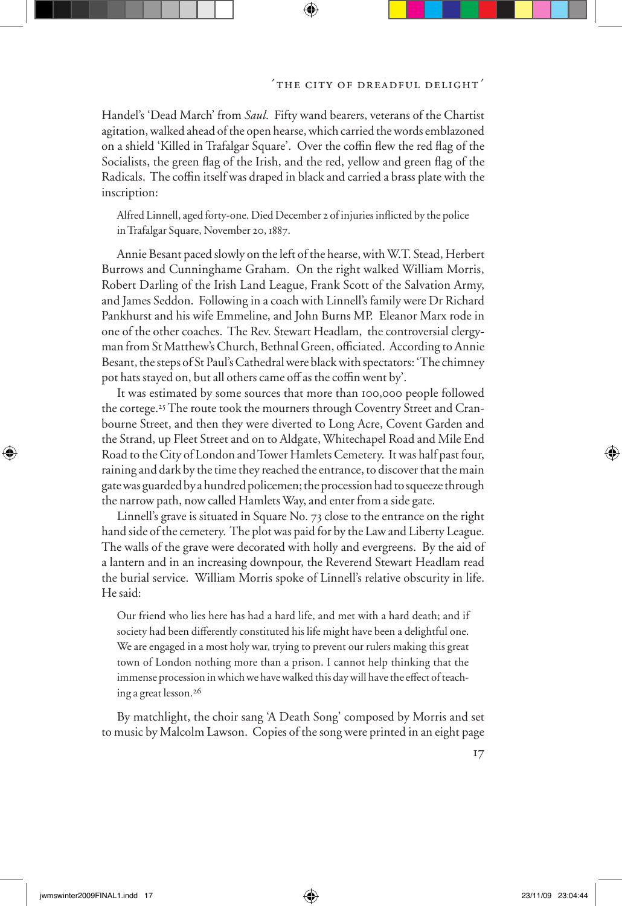Handel's 'Dead March' from *Saul*. Fifty wand bearers, veterans of the Chartist agitation, walked ahead of the open hearse, which carried the words emblazoned on a shield 'Killed in Trafalgar Square'. Over the coffin flew the red flag of the Socialists, the green flag of the Irish, and the red, yellow and green flag of the Radicals. The coffin itself was draped in black and carried a brass plate with the inscription:

> Alfred Linnell, aged forty-one. Died December 2 of injuries inflicted by the police in Trafalgar Square, November 20, 1887.

Annie Besant paced slowly on the left of the hearse, with W.T. Stead, Herbert Burrows and Cunninghame Graham. On the right walked William Morris, Robert Darling of the Irish Land League, Frank Scott of the Salvation Army, and James Seddon. Following in a coach with Linnell's family were Dr Richard Pankhurst and his wife Emmeline, and John Burns MP. Eleanor Marx rode in one of the other coaches. The Rev. Stewart Headlam, the controversial clergyman from St Matthew's Church, Bethnal Green, officiated. According to Annie Besant, the steps of St Paul's Cathedral were black with spectators: 'The chimney pot hats stayed on, but all others came off as the coffin went by'.

It was estimated by some sources that more than 100,000 people followed the cortege.[25] The route took the mourners through Coventry Street and Cranbourne Street, and then they were diverted to Long Acre, Covent Garden and the Strand, up Fleet Street and on to Aldgate, Whitechapel Road and Mile End Road to the City of London and Tower Hamlets Cemetery. It was half past four, raining and dark by the time they reached the entrance, to discover that the main gate was guarded by a hundred policemen; the procession had to squeeze through the narrow path, now called Hamlets Way, and enter from a side gate.

Linnell's grave is situated in Square No. 73 close to the entrance on the right hand side of the cemetery. The plot was paid for by the Law and Liberty League. The walls of the grave were decorated with holly and evergreens. By the aid of a lantern and in an increasing downpour, the Reverend Stewart Headlam read the burial service. William Morris spoke of Linnell's relative obscurity in life. He said:

> Our friend who lies here has had a hard life, and met with a hard death; and if society had been differently constituted his life might have been a delightful one. We are engaged in a most holy war, trying to prevent our rulers making this great town of London nothing more than a prison. I cannot help thinking that the immense procession in which we have walked this day will have the effect of teaching a great lesson.[26]

By matchlight, the choir sang 'A Death Song' composed by Morris and set to music by Malcolm Lawson. Copies of the song were printed in an eight page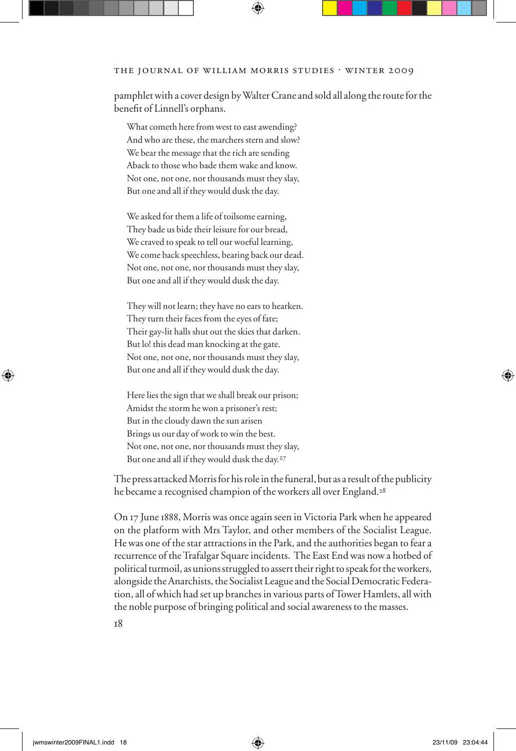pamphlet with a cover design by Walter Crane and sold all along the route for the benefit of Linnell's orphans.

> What cometh here from west to east awending?  
> And who are these, the marchers stern and slow?  
> We bear the message that the rich are sending  
> Aback to those who bade them wake and know.  
> Not one, not one, nor thousands must they slay,  
> But one and all if they would dusk the day.
>
> We asked for them a life of toilsome earning,  
> They bade us bide their leisure for our bread,  
> We craved to speak to tell our woeful learning,  
> We come back speechless, bearing back our dead.  
> Not one, not one, nor thousands must they slay,  
> But one and all if they would dusk the day.
>
> They will not learn; they have no ears to hearken.  
> They turn their faces from the eyes of fate;  
> Their gay-lit halls shut out the skies that darken.  
> But lo! this dead man knocking at the gate.  
> Not one, not one, nor thousands must they slay,  
> But one and all if they would dusk the day.
>
> Here lies the sign that we shall break our prison;  
> Amidst the storm he won a prisoner's rest;  
> But in the cloudy dawn the sun arisen  
> Brings us our day of work to win the best.  
> Not one, not one, nor thousands must they slay,  
> But one and all if they would dusk the day.[27]

The press attacked Morris for his role in the funeral, but as a result of the publicity he became a recognised champion of the workers all over England.[28]

On 17 June 1888, Morris was once again seen in Victoria Park when he appeared on the platform with Mrs Taylor, and other members of the Socialist League. He was one of the star attractions in the Park, and the authorities began to fear a recurrence of the Trafalgar Square incidents. The East End was now a hotbed of political turmoil, as unions struggled to assert their right to speak for the workers, alongside the Anarchists, the Socialist League and the Social Democratic Federation, all of which had set up branches in various parts of Tower Hamlets, all with the noble purpose of bringing political and social awareness to the masses.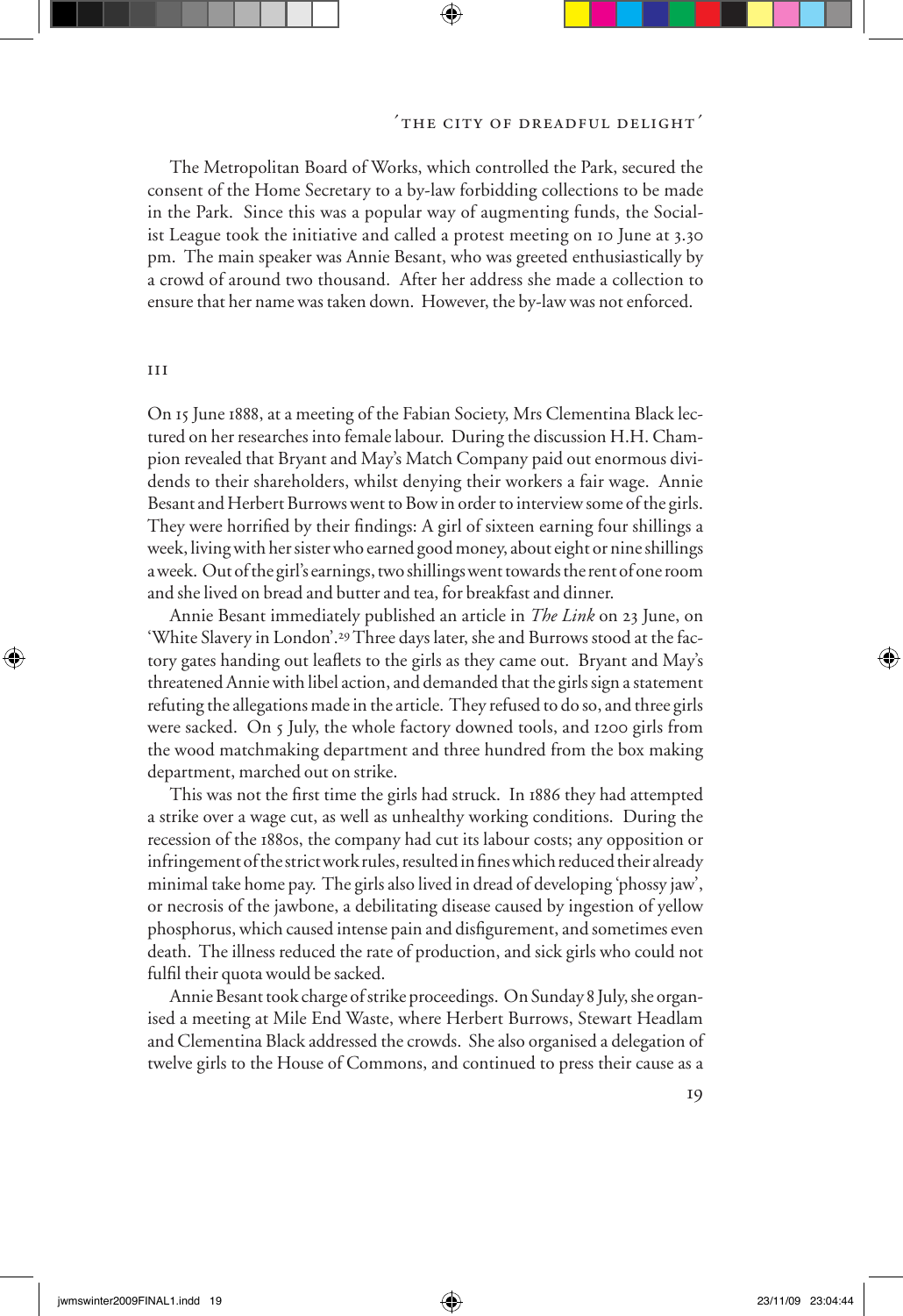The Metropolitan Board of Works, which controlled the Park, secured the consent of the Home Secretary to a by-law forbidding collections to be made in the Park. Since this was a popular way of augmenting funds, the Socialist League took the initiative and called a protest meeting on 10 June at 3.30 pm. The main speaker was Annie Besant, who was greeted enthusiastically by a crowd of around two thousand. After her address she made a collection to ensure that her name was taken down. However, the by-law was not enforced.

## III

On 15 June 1888, at a meeting of the Fabian Society, Mrs Clementina Black lectured on her researches into female labour. During the discussion H.H. Champion revealed that Bryant and May's Match Company paid out enormous dividends to their shareholders, whilst denying their workers a fair wage. Annie Besant and Herbert Burrows went to Bow in order to interview some of the girls. They were horrified by their findings: A girl of sixteen earning four shillings a week, living with her sister who earned good money, about eight or nine shillings a week. Out of the girl's earnings, two shillings went towards the rent of one room and she lived on bread and butter and tea, for breakfast and dinner.

Annie Besant immediately published an article in *The Link* on 23 June, on 'White Slavery in London'.[29] Three days later, she and Burrows stood at the factory gates handing out leaflets to the girls as they came out. Bryant and May's threatened Annie with libel action, and demanded that the girls sign a statement refuting the allegations made in the article. They refused to do so, and three girls were sacked. On 5 July, the whole factory downed tools, and 1200 girls from the wood matchmaking department and three hundred from the box making department, marched out on strike.

This was not the first time the girls had struck. In 1886 they had attempted a strike over a wage cut, as well as unhealthy working conditions. During the recession of the 1880s, the company had cut its labour costs; any opposition or infringement of the strict work rules, resulted in fines which reduced their already minimal take home pay. The girls also lived in dread of developing 'phossy jaw', or necrosis of the jawbone, a debilitating disease caused by ingestion of yellow phosphorus, which caused intense pain and disfigurement, and sometimes even death. The illness reduced the rate of production, and sick girls who could not fulfil their quota would be sacked.

Annie Besant took charge of strike proceedings. On Sunday 8 July, she organised a meeting at Mile End Waste, where Herbert Burrows, Stewart Headlam and Clementina Black addressed the crowds. She also organised a delegation of twelve girls to the House of Commons, and continued to press their cause as a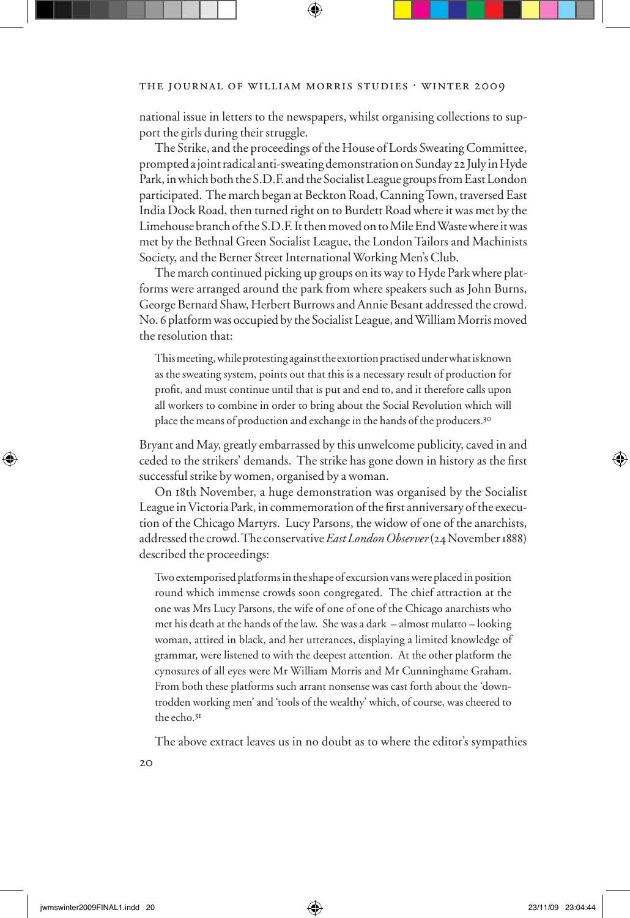national issue in letters to the newspapers, whilst organising collections to support the girls during their struggle.

The Strike, and the proceedings of the House of Lords Sweating Committee, prompted a joint radical anti-sweating demonstration on Sunday 22 July in Hyde Park, in which both the S.D.F. and the Socialist League groups from East London participated. The march began at Beckton Road, Canning Town, traversed East India Dock Road, then turned right on to Burdett Road where it was met by the Limehouse branch of the S.D.F. It then moved on to Mile End Waste where it was met by the Bethnal Green Socialist League, the London Tailors and Machinists Society, and the Berner Street International Working Men's Club.

The march continued picking up groups on its way to Hyde Park where platforms were arranged around the park from where speakers such as John Burns, George Bernard Shaw, Herbert Burrows and Annie Besant addressed the crowd. No. 6 platform was occupied by the Socialist League, and William Morris moved the resolution that:

> This meeting, while protesting against the extortion practised under what is known as the sweating system, points out that this is a necessary result of production for profit, and must continue until that is put and end to, and it therefore calls upon all workers to combine in order to bring about the Social Revolution which will place the means of production and exchange in the hands of the producers.[30]

Bryant and May, greatly embarrassed by this unwelcome publicity, caved in and ceded to the strikers' demands. The strike has gone down in history as the first successful strike by women, organised by a woman.

On 18th November, a huge demonstration was organised by the Socialist League in Victoria Park, in commemoration of the first anniversary of the execution of the Chicago Martyrs. Lucy Parsons, the widow of one of the anarchists, addressed the crowd. The conservative *East London Observer* (24 November 1888) described the proceedings:

> Two extemporised platforms in the shape of excursion vans were placed in position round which immense crowds soon congregated. The chief attraction at the one was Mrs Lucy Parsons, the wife of one of one of the Chicago anarchists who met his death at the hands of the law. She was a dark – almost mulatto – looking woman, attired in black, and her utterances, displaying a limited knowledge of grammar, were listened to with the deepest attention. At the other platform the cynosures of all eyes were Mr William Morris and Mr Cunninghame Graham. From both these platforms such arrant nonsense was cast forth about the 'downtrodden working men' and 'tools of the wealthy' which, of course, was cheered to the echo.[31]

The above extract leaves us in no doubt as to where the editor's sympathies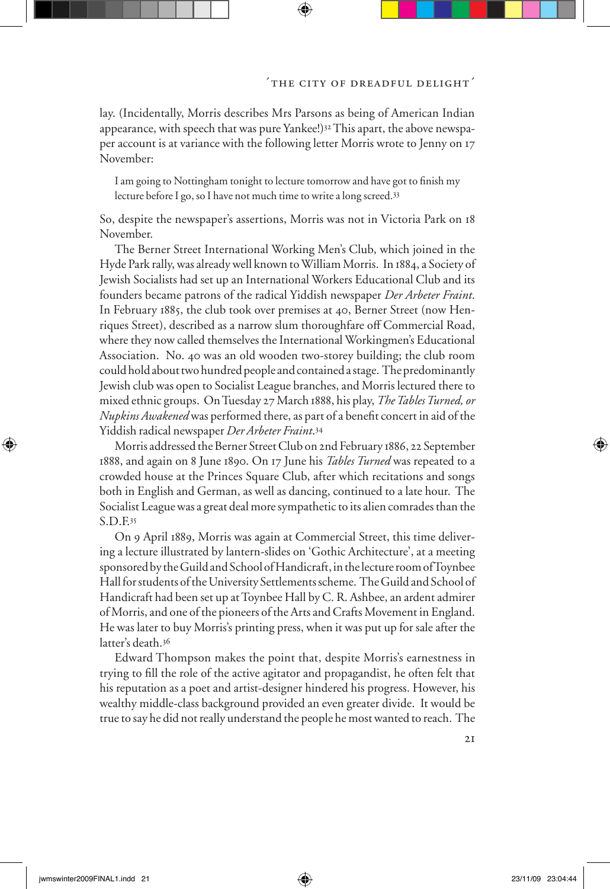lay. (Incidentally, Morris describes Mrs Parsons as being of American Indian appearance, with speech that was pure Yankee!)[32] This apart, the above newspaper account is at variance with the following letter Morris wrote to Jenny on 17 November:

> I am going to Nottingham tonight to lecture tomorrow and have got to finish my lecture before I go, so I have not much time to write a long screed.[33]

So, despite the newspaper's assertions, Morris was not in Victoria Park on 18 November.

The Berner Street International Working Men's Club, which joined in the Hyde Park rally, was already well known to William Morris. In 1884, a Society of Jewish Socialists had set up an International Workers Educational Club and its founders became patrons of the radical Yiddish newspaper *Der Arbeter Fraint*. In February 1885, the club took over premises at 40, Berner Street (now Henriques Street), described as a narrow slum thoroughfare off Commercial Road, where they now called themselves the International Workingmen's Educational Association. No. 40 was an old wooden two-storey building; the club room could hold about two hundred people and contained a stage. The predominantly Jewish club was open to Socialist League branches, and Morris lectured there to mixed ethnic groups. On Tuesday 27 March 1888, his play, *The Tables Turned, or Nupkins Awakened* was performed there, as part of a benefit concert in aid of the Yiddish radical newspaper *Der Arbeter Fraint*.[34]

Morris addressed the Berner Street Club on 2nd February 1886, 22 September 1888, and again on 8 June 1890. On 17 June his *Tables Turned* was repeated to a crowded house at the Princes Square Club, after which recitations and songs both in English and German, as well as dancing, continued to a late hour. The Socialist League was a great deal more sympathetic to its alien comrades than the S.D.F.[35]

On 9 April 1889, Morris was again at Commercial Street, this time delivering a lecture illustrated by lantern-slides on 'Gothic Architecture', at a meeting sponsored by the Guild and School of Handicraft, in the lecture room of Toynbee Hall for students of the University Settlements scheme. The Guild and School of Handicraft had been set up at Toynbee Hall by C. R. Ashbee, an ardent admirer of Morris, and one of the pioneers of the Arts and Crafts Movement in England. He was later to buy Morris's printing press, when it was put up for sale after the latter's death.[36]

Edward Thompson makes the point that, despite Morris's earnestness in trying to fill the role of the active agitator and propagandist, he often felt that his reputation as a poet and artist-designer hindered his progress. However, his wealthy middle-class background provided an even greater divide. It would be true to say he did not really understand the people he most wanted to reach. The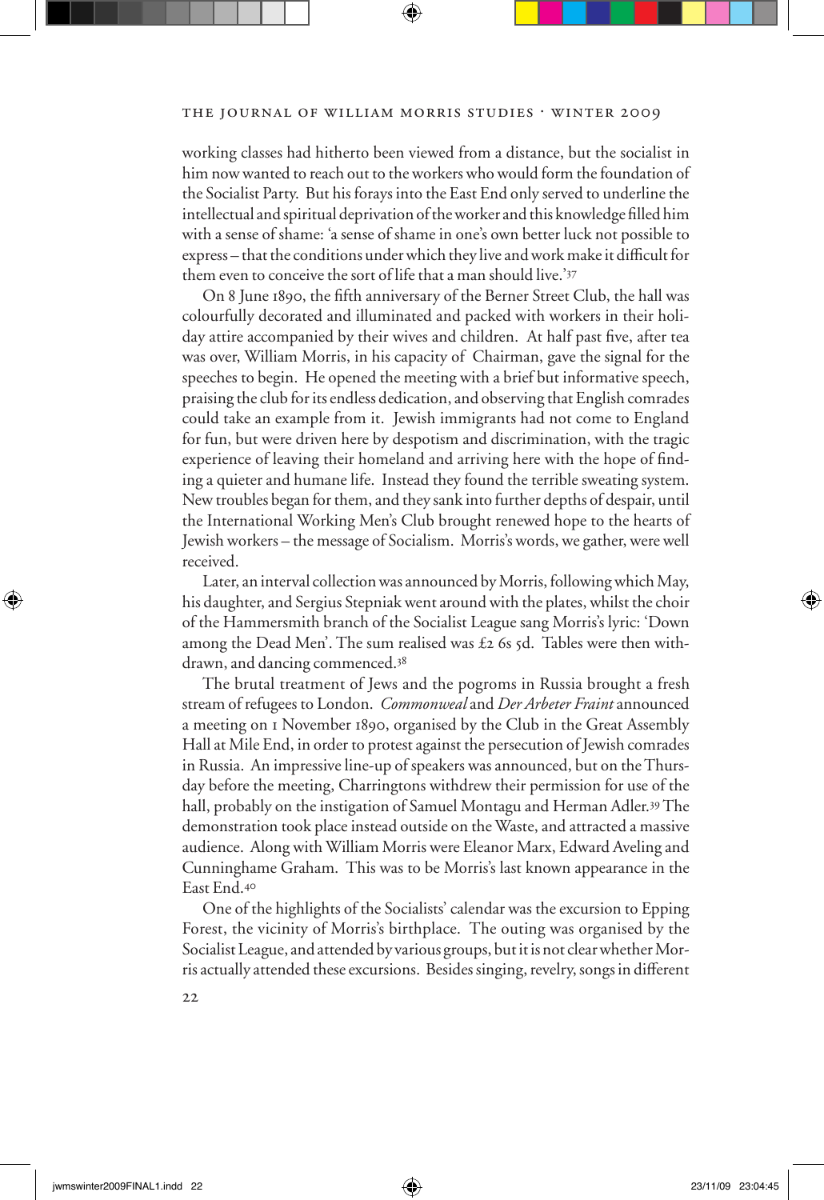working classes had hitherto been viewed from a distance, but the socialist in him now wanted to reach out to the workers who would form the foundation of the Socialist Party. But his forays into the East End only served to underline the intellectual and spiritual deprivation of the worker and this knowledge filled him with a sense of shame: 'a sense of shame in one's own better luck not possible to express – that the conditions under which they live and work make it difficult for them even to conceive the sort of life that a man should live.'[37]

On 8 June 1890, the fifth anniversary of the Berner Street Club, the hall was colourfully decorated and illuminated and packed with workers in their holiday attire accompanied by their wives and children. At half past five, after tea was over, William Morris, in his capacity of Chairman, gave the signal for the speeches to begin. He opened the meeting with a brief but informative speech, praising the club for its endless dedication, and observing that English comrades could take an example from it. Jewish immigrants had not come to England for fun, but were driven here by despotism and discrimination, with the tragic experience of leaving their homeland and arriving here with the hope of finding a quieter and humane life. Instead they found the terrible sweating system. New troubles began for them, and they sank into further depths of despair, until the International Working Men's Club brought renewed hope to the hearts of Jewish workers – the message of Socialism. Morris's words, we gather, were well received.

Later, an interval collection was announced by Morris, following which May, his daughter, and Sergius Stepniak went around with the plates, whilst the choir of the Hammersmith branch of the Socialist League sang Morris's lyric: 'Down among the Dead Men'. The sum realised was £2 6s 5d. Tables were then withdrawn, and dancing commenced.[38]

The brutal treatment of Jews and the pogroms in Russia brought a fresh stream of refugees to London. *Commonweal* and *Der Arbeter Fraint* announced a meeting on 1 November 1890, organised by the Club in the Great Assembly Hall at Mile End, in order to protest against the persecution of Jewish comrades in Russia. An impressive line-up of speakers was announced, but on the Thursday before the meeting, Charringtons withdrew their permission for use of the hall, probably on the instigation of Samuel Montagu and Herman Adler.[39] The demonstration took place instead outside on the Waste, and attracted a massive audience. Along with William Morris were Eleanor Marx, Edward Aveling and Cunninghame Graham. This was to be Morris's last known appearance in the East End.[40]

One of the highlights of the Socialists' calendar was the excursion to Epping Forest, the vicinity of Morris's birthplace. The outing was organised by the Socialist League, and attended by various groups, but it is not clear whether Morris actually attended these excursions. Besides singing, revelry, songs in different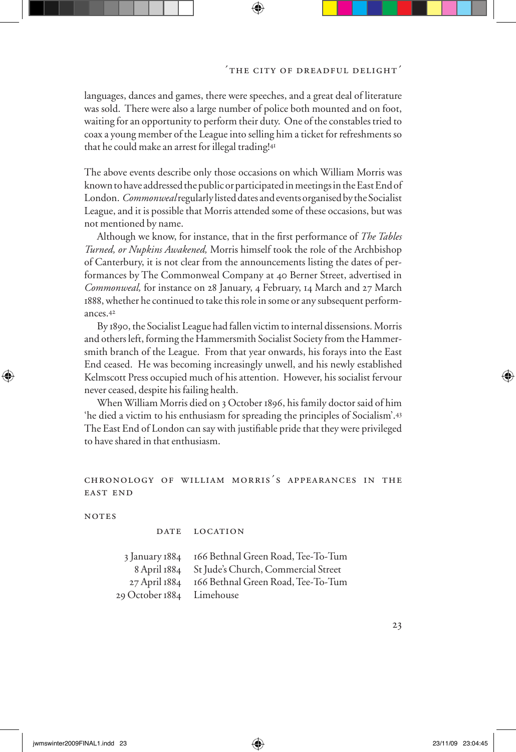languages, dances and games, there were speeches, and a great deal of literature was sold. There were also a large number of police both mounted and on foot, waiting for an opportunity to perform their duty. One of the constables tried to coax a young member of the League into selling him a ticket for refreshments so that he could make an arrest for illegal trading![41]

The above events describe only those occasions on which William Morris was known to have addressed the public or participated in meetings in the East End of London. *Commonweal* regularly listed dates and events organised by the Socialist League, and it is possible that Morris attended some of these occasions, but was not mentioned by name.

Although we know, for instance, that in the first performance of *The Tables Turned, or Nupkins Awakened,* Morris himself took the role of the Archbishop of Canterbury, it is not clear from the announcements listing the dates of performances by The Commonweal Company at 40 Berner Street, advertised in *Commonweal,* for instance on 28 January, 4 February, 14 March and 27 March 1888, whether he continued to take this role in some or any subsequent performances.[42]

By 1890, the Socialist League had fallen victim to internal dissensions. Morris and others left, forming the Hammersmith Socialist Society from the Hammersmith branch of the League. From that year onwards, his forays into the East End ceased. He was becoming increasingly unwell, and his newly established Kelmscott Press occupied much of his attention. However, his socialist fervour never ceased, despite his failing health.

When William Morris died on 3 October 1896, his family doctor said of him 'he died a victim to his enthusiasm for spreading the principles of Socialism'.[43] The East End of London can say with justifiable pride that they were privileged to have shared in that enthusiasm.

## CHRONOLOGY OF WILLIAM MORRIS'S APPEARANCES IN THE EAST END

NOTES

| DATE | LOCATION |
|---|---|
| 3 January 1884 | 166 Bethnal Green Road, Tee-To-Tum |
| 8 April 1884 | St Jude's Church, Commercial Street |
| 27 April 1884 | 166 Bethnal Green Road, Tee-To-Tum |
| 29 October 1884 | Limehouse |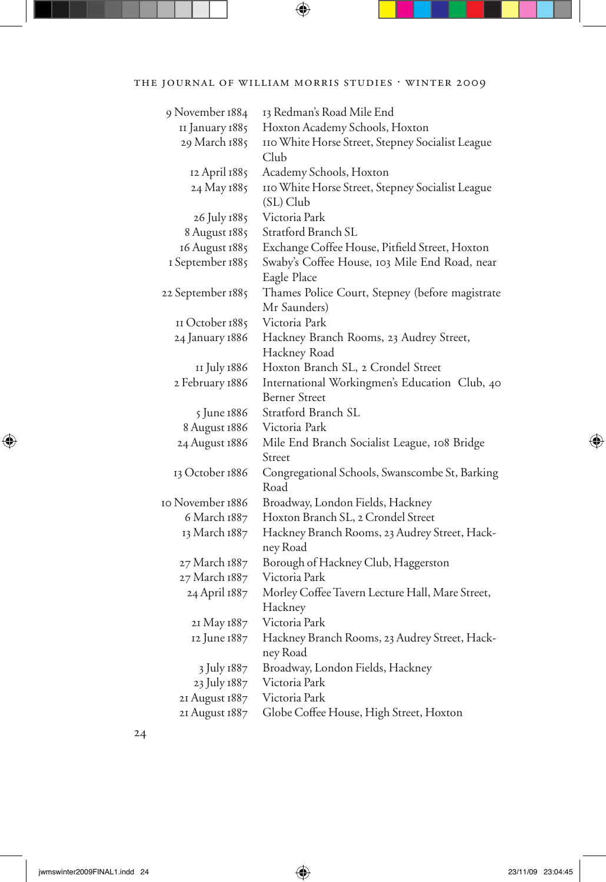| | |
|---|---|
| 9 November 1884 | 13 Redman's Road Mile End |
| 11 January 1885 | Hoxton Academy Schools, Hoxton |
| 29 March 1885 | 110 White Horse Street, Stepney Socialist League Club |
| 12 April 1885 | Academy Schools, Hoxton |
| 24 May 1885 | 110 White Horse Street, Stepney Socialist League (SL) Club |
| 26 July 1885 | Victoria Park |
| 8 August 1885 | Stratford Branch SL |
| 16 August 1885 | Exchange Coffee House, Pitfield Street, Hoxton |
| 1 September 1885 | Swaby's Coffee House, 103 Mile End Road, near Eagle Place |
| 22 September 1885 | Thames Police Court, Stepney (before magistrate Mr Saunders) |
| 11 October 1885 | Victoria Park |
| 24 January 1886 | Hackney Branch Rooms, 23 Audrey Street, Hackney Road |
| 11 July 1886 | Hoxton Branch SL, 2 Crondel Street |
| 2 February 1886 | International Workingmen's Education Club, 40 Berner Street |
| 5 June 1886 | Stratford Branch SL |
| 8 August 1886 | Victoria Park |
| 24 August 1886 | Mile End Branch Socialist League, 108 Bridge Street |
| 13 October 1886 | Congregational Schools, Swanscombe St, Barking Road |
| 10 November 1886 | Broadway, London Fields, Hackney |
| 6 March 1887 | Hoxton Branch SL, 2 Crondel Street |
| 13 March 1887 | Hackney Branch Rooms, 23 Audrey Street, Hackney Road |
| 27 March 1887 | Borough of Hackney Club, Haggerston |
| 27 March 1887 | Victoria Park |
| 24 April 1887 | Morley Coffee Tavern Lecture Hall, Mare Street, Hackney |
| 21 May 1887 | Victoria Park |
| 12 June 1887 | Hackney Branch Rooms, 23 Audrey Street, Hackney Road |
| 3 July 1887 | Broadway, London Fields, Hackney |
| 23 July 1887 | Victoria Park |
| 21 August 1887 | Victoria Park |
| 21 August 1887 | Globe Coffee House, High Street, Hoxton |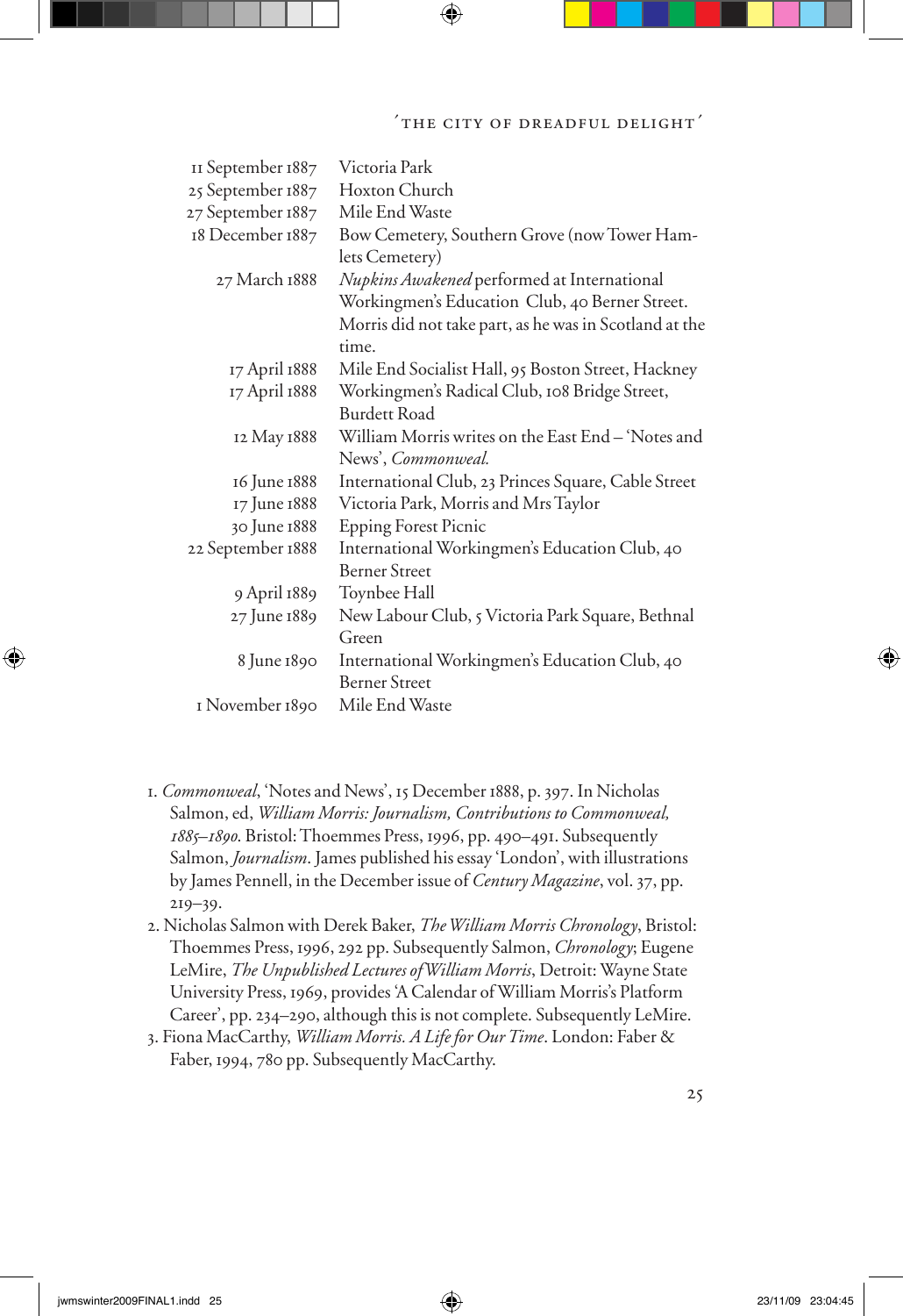| | |
|---|---|
| 11 September 1887 | Victoria Park |
| 25 September 1887 | Hoxton Church |
| 27 September 1887 | Mile End Waste |
| 18 December 1887 | Bow Cemetery, Southern Grove (now Tower Hamlets Cemetery) |
| 27 March 1888 | *Nupkins Awakened* performed at International Workingmen's Education Club, 40 Berner Street. Morris did not take part, as he was in Scotland at the time. |
| 17 April 1888 | Mile End Socialist Hall, 95 Boston Street, Hackney |
| 17 April 1888 | Workingmen's Radical Club, 108 Bridge Street, Burdett Road |
| 12 May 1888 | William Morris writes on the East End – 'Notes and News', *Commonweal.* |
| 16 June 1888 | International Club, 23 Princes Square, Cable Street |
| 17 June 1888 | Victoria Park, Morris and Mrs Taylor |
| 30 June 1888 | Epping Forest Picnic |
| 22 September 1888 | International Workingmen's Education Club, 40 Berner Street |
| 9 April 1889 | Toynbee Hall |
| 27 June 1889 | New Labour Club, 5 Victoria Park Square, Bethnal Green |
| 8 June 1890 | International Workingmen's Education Club, 40 Berner Street |
| 1 November 1890 | Mile End Waste |

1. *Commonweal*, 'Notes and News', 15 December 1888, p. 397. In Nicholas Salmon, ed, *William Morris: Journalism, Contributions to Commonweal, 1885–1890*. Bristol: Thoemmes Press, 1996, pp. 490–491. Subsequently Salmon, *Journalism*. James published his essay 'London', with illustrations by James Pennell, in the December issue of *Century Magazine*, vol. 37, pp. 219–39.
2. Nicholas Salmon with Derek Baker, *The William Morris Chronology*, Bristol: Thoemmes Press, 1996, 292 pp. Subsequently Salmon, *Chronology*; Eugene LeMire, *The Unpublished Lectures of William Morris*, Detroit: Wayne State University Press, 1969, provides 'A Calendar of William Morris's Platform Career', pp. 234–290, although this is not complete. Subsequently LeMire.
3. Fiona MacCarthy, *William Morris. A Life for Our Time*. London: Faber & Faber, 1994, 780 pp. Subsequently MacCarthy.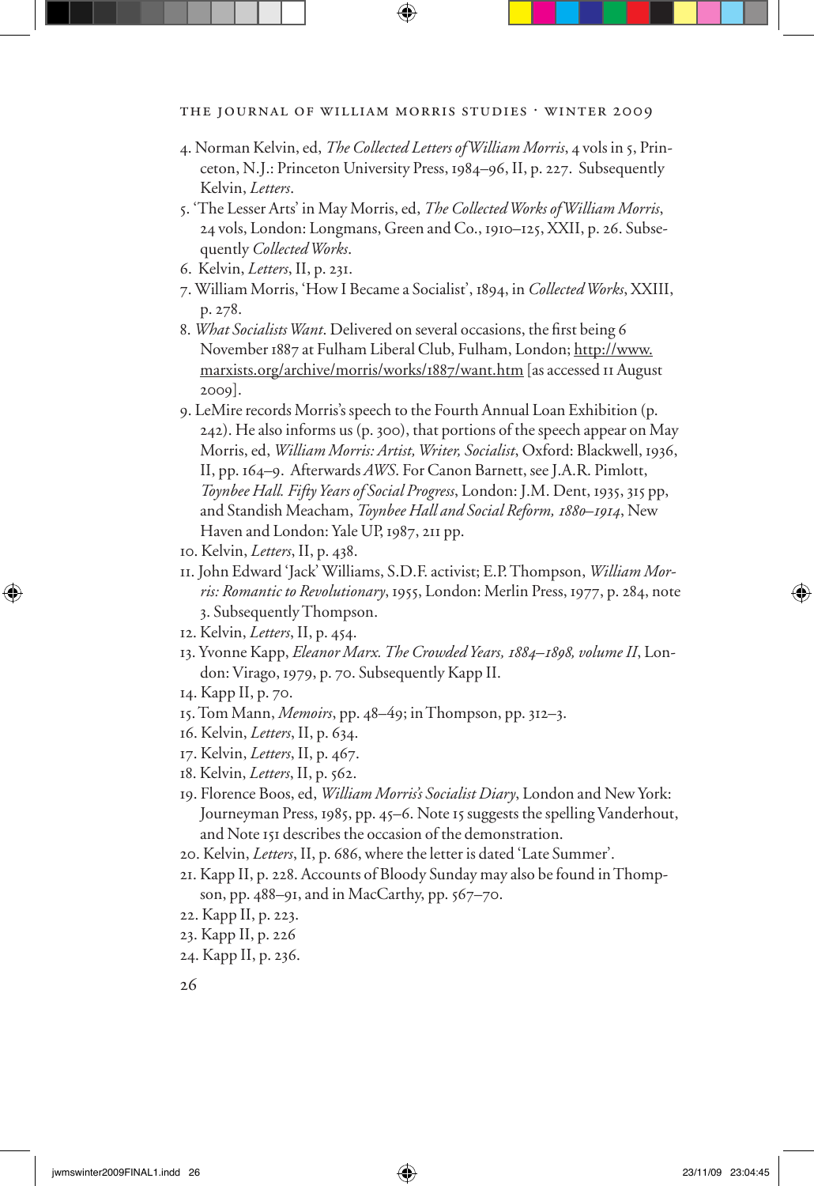4. Norman Kelvin, ed, *The Collected Letters of William Morris*, 4 vols in 5, Princeton, N.J.: Princeton University Press, 1984–96, II, p. 227. Subsequently Kelvin, *Letters*.
5. 'The Lesser Arts' in May Morris, ed, *The Collected Works of William Morris*, 24 vols, London: Longmans, Green and Co., 1910–125, XXII, p. 26. Subsequently *Collected Works*.
6. Kelvin, *Letters*, II, p. 231.
7. William Morris, 'How I Became a Socialist', 1894, in *Collected Works*, XXIII, p. 278.
8. *What Socialists Want*. Delivered on several occasions, the first being 6 November 1887 at Fulham Liberal Club, Fulham, London; http://www.marxists.org/archive/morris/works/1887/want.htm [as accessed 11 August 2009].
9. LeMire records Morris's speech to the Fourth Annual Loan Exhibition (p. 242). He also informs us (p. 300), that portions of the speech appear on May Morris, ed, *William Morris: Artist, Writer, Socialist*, Oxford: Blackwell, 1936, II, pp. 164–9. Afterwards *AWS*. For Canon Barnett, see J.A.R. Pimlott, *Toynbee Hall. Fifty Years of Social Progress*, London: J.M. Dent, 1935, 315 pp, and Standish Meacham, *Toynbee Hall and Social Reform, 1880–1914*, New Haven and London: Yale UP, 1987, 211 pp.
10. Kelvin, *Letters*, II, p. 438.
11. John Edward 'Jack' Williams, S.D.F. activist; E.P. Thompson, *William Morris: Romantic to Revolutionary*, 1955, London: Merlin Press, 1977, p. 284, note 3. Subsequently Thompson.
12. Kelvin, *Letters*, II, p. 454.
13. Yvonne Kapp, *Eleanor Marx. The Crowded Years, 1884–1898, volume II*, London: Virago, 1979, p. 70. Subsequently Kapp II.
14. Kapp II, p. 70.
15. Tom Mann, *Memoirs*, pp. 48–49; in Thompson, pp. 312–3.
16. Kelvin, *Letters*, II, p. 634.
17. Kelvin, *Letters*, II, p. 467.
18. Kelvin, *Letters*, II, p. 562.
19. Florence Boos, ed, *William Morris's Socialist Diary*, London and New York: Journeyman Press, 1985, pp. 45–6. Note 15 suggests the spelling Vanderhout, and Note 151 describes the occasion of the demonstration.
20. Kelvin, *Letters*, II, p. 686, where the letter is dated 'Late Summer'.
21. Kapp II, p. 228. Accounts of Bloody Sunday may also be found in Thompson, pp. 488–91, and in MacCarthy, pp. 567–70.
22. Kapp II, p. 223.
23. Kapp II, p. 226
24. Kapp II, p. 236.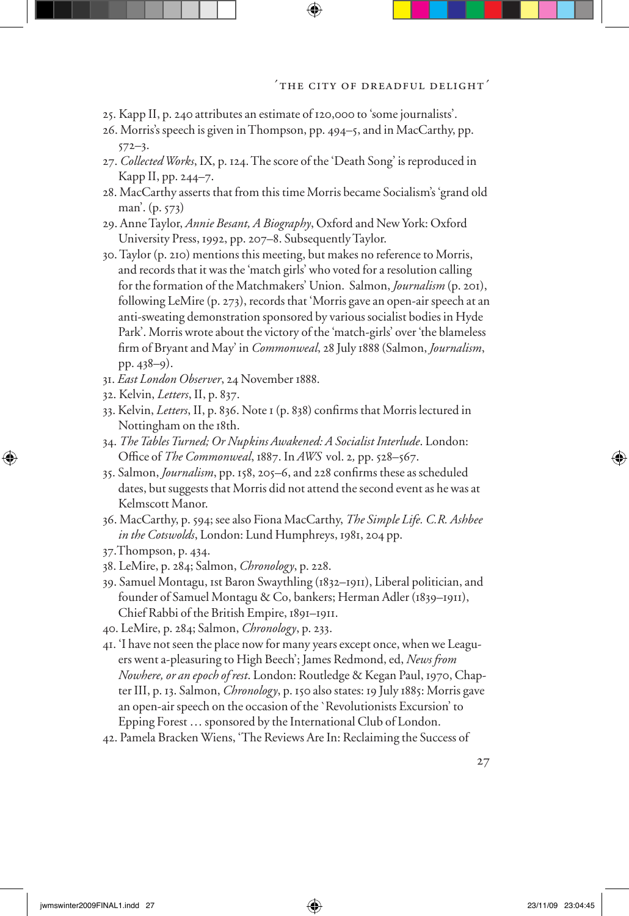25. Kapp II, p. 240 attributes an estimate of 120,000 to 'some journalists'.
26. Morris's speech is given in Thompson, pp. 494–5, and in MacCarthy, pp. 572–3.
27. *Collected Works*, IX, p. 124. The score of the 'Death Song' is reproduced in Kapp II, pp. 244–7.
28. MacCarthy asserts that from this time Morris became Socialism's 'grand old man'. (p. 573)
29. Anne Taylor, *Annie Besant, A Biography*, Oxford and New York: Oxford University Press, 1992, pp. 207–8. Subsequently Taylor.
30. Taylor (p. 210) mentions this meeting, but makes no reference to Morris, and records that it was the 'match girls' who voted for a resolution calling for the formation of the Matchmakers' Union. Salmon, *Journalism* (p. 201), following LeMire (p. 273), records that 'Morris gave an open-air speech at an anti-sweating demonstration sponsored by various socialist bodies in Hyde Park'. Morris wrote about the victory of the 'match-girls' over 'the blameless firm of Bryant and May' in *Commonweal*, 28 July 1888 (Salmon, *Journalism*, pp. 438–9).
31. *East London Observer*, 24 November 1888.
32. Kelvin, *Letters*, II, p. 837.
33. Kelvin, *Letters*, II, p. 836. Note 1 (p. 838) confirms that Morris lectured in Nottingham on the 18th.
34. *The Tables Turned; Or Nupkins Awakened: A Socialist Interlude*. London: Office of *The Commonweal*, 1887. In *AWS* vol. 2, pp. 528–567.
35. Salmon, *Journalism*, pp. 158, 205–6, and 228 confirms these as scheduled dates, but suggests that Morris did not attend the second event as he was at Kelmscott Manor.
36. MacCarthy, p. 594; see also Fiona MacCarthy, *The Simple Life. C.R. Ashbee in the Cotswolds*, London: Lund Humphreys, 1981, 204 pp.
37. Thompson, p. 434.
38. LeMire, p. 284; Salmon, *Chronology*, p. 228.
39. Samuel Montagu, 1st Baron Swaythling (1832–1911), Liberal politician, and founder of Samuel Montagu & Co, bankers; Herman Adler (1839–1911), Chief Rabbi of the British Empire, 1891–1911.
40. LeMire, p. 284; Salmon, *Chronology*, p. 233.
41. 'I have not seen the place now for many years except once, when we Leaguers went a-pleasuring to High Beech'; James Redmond, ed, *News from Nowhere, or an epoch of rest*. London: Routledge & Kegan Paul, 1970, Chapter III, p. 13. Salmon, *Chronology*, p. 150 also states: 19 July 1885: Morris gave an open-air speech on the occasion of the `Revolutionists Excursion' to Epping Forest … sponsored by the International Club of London.
42. Pamela Bracken Wiens, 'The Reviews Are In: Reclaiming the Success of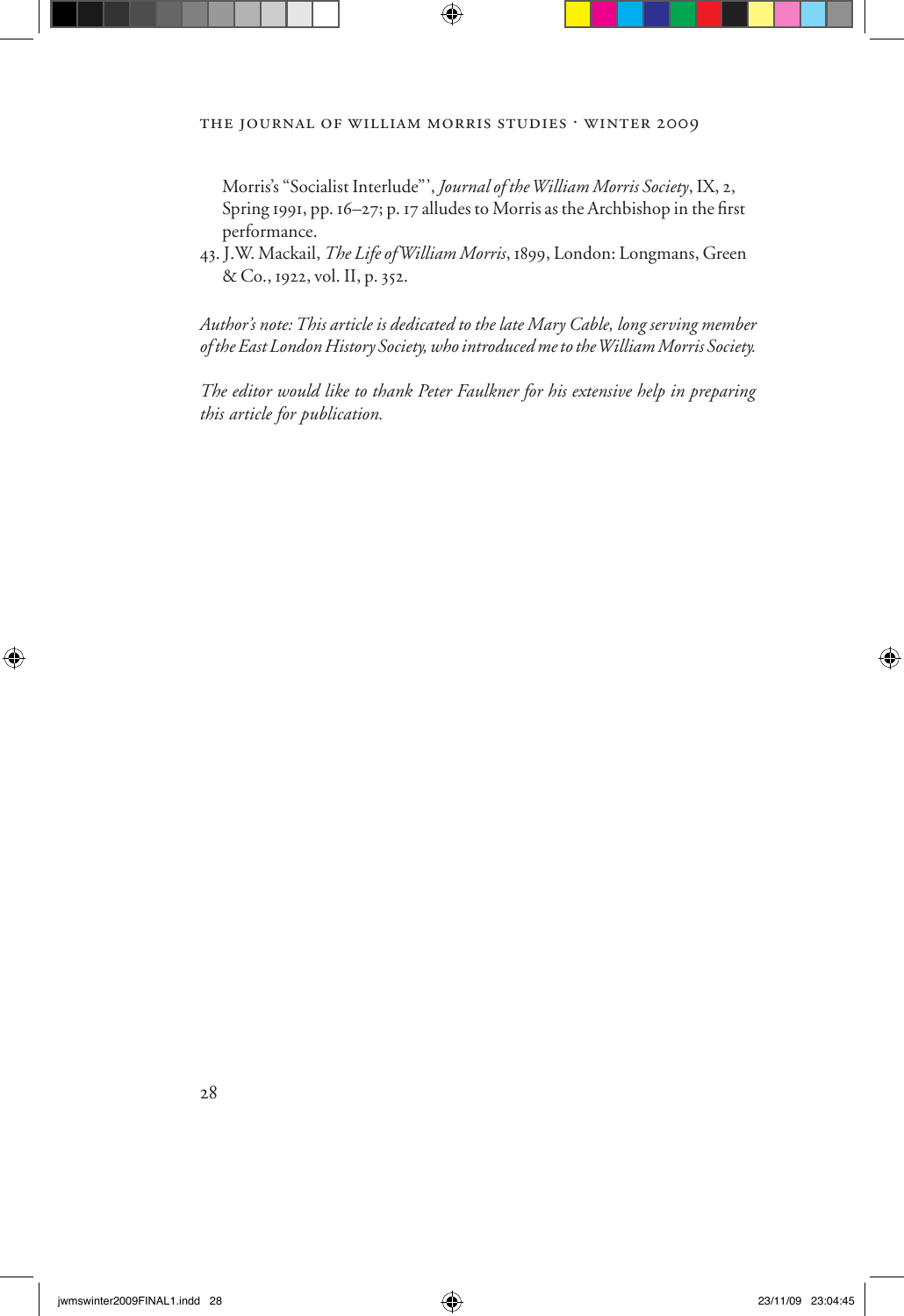Morris's "Socialist Interlude"', *Journal of the William Morris Society*, IX, 2, Spring 1991, pp. 16–27; p. 17 alludes to Morris as the Archbishop in the first performance.

43. J.W. Mackail, *The Life of William Morris*, 1899, London: Longmans, Green & Co., 1922, vol. II, p. 352.

*Author's note: This article is dedicated to the late Mary Cable, long serving member of the East London History Society, who introduced me to the William Morris Society.*

*The editor would like to thank Peter Faulkner for his extensive help in preparing this article for publication.*